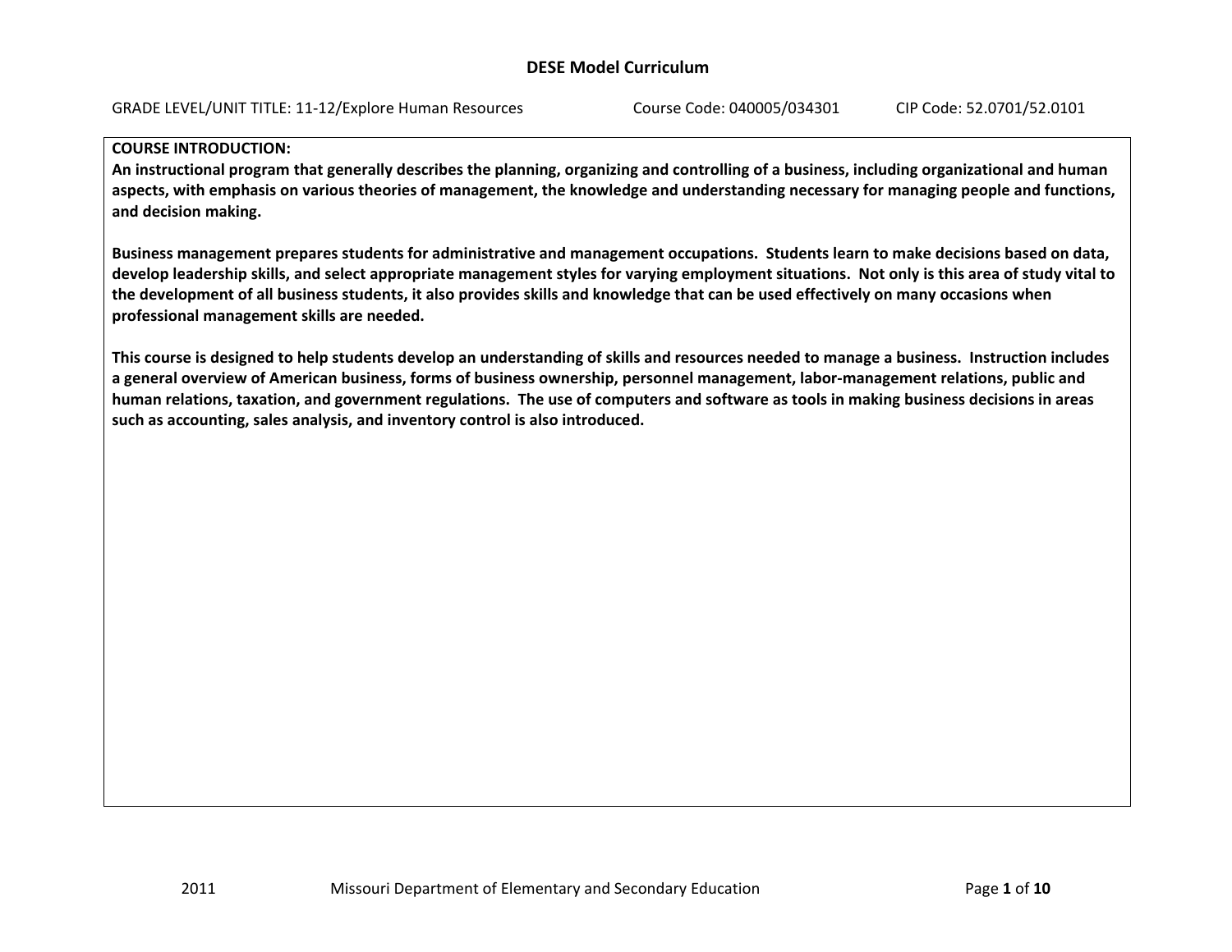# DESE Model Curriculum

GRADE LEVEL/UNIT TITLE: 11-12/Explore Human Resources Course Code: 040005/034301 CIP Code: 52.0701/52.0101

**COURSE INTRODUCTION:**

**An instructional program that generally describes the planning, organizing and controlling of a business, including organizational and human aspects, with emphasis on various theories of management, the knowledge and understanding necessary for managing people and functions, and decision making.**

**Business management prepares students for administrative and management occupations. Students learn to make decisions based on data, develop leadership skills, and select appropriate management styles for varying employment situations. Not only is this area of study vital to the development of all business students, it also provides skills and knowledge that can be used effectively on many occasions when professional management skills are needed.**

**This course is designed to help students develop an understanding of skills and resources needed to manage a business. Instruction includes a general overview of American business, forms of business ownership, personnel management, labor-management relations, public and human relations, taxation, and government regulations. The use of computers and software as tools in making business decisions in areas such as accounting, sales analysis, and inventory control is also introduced.**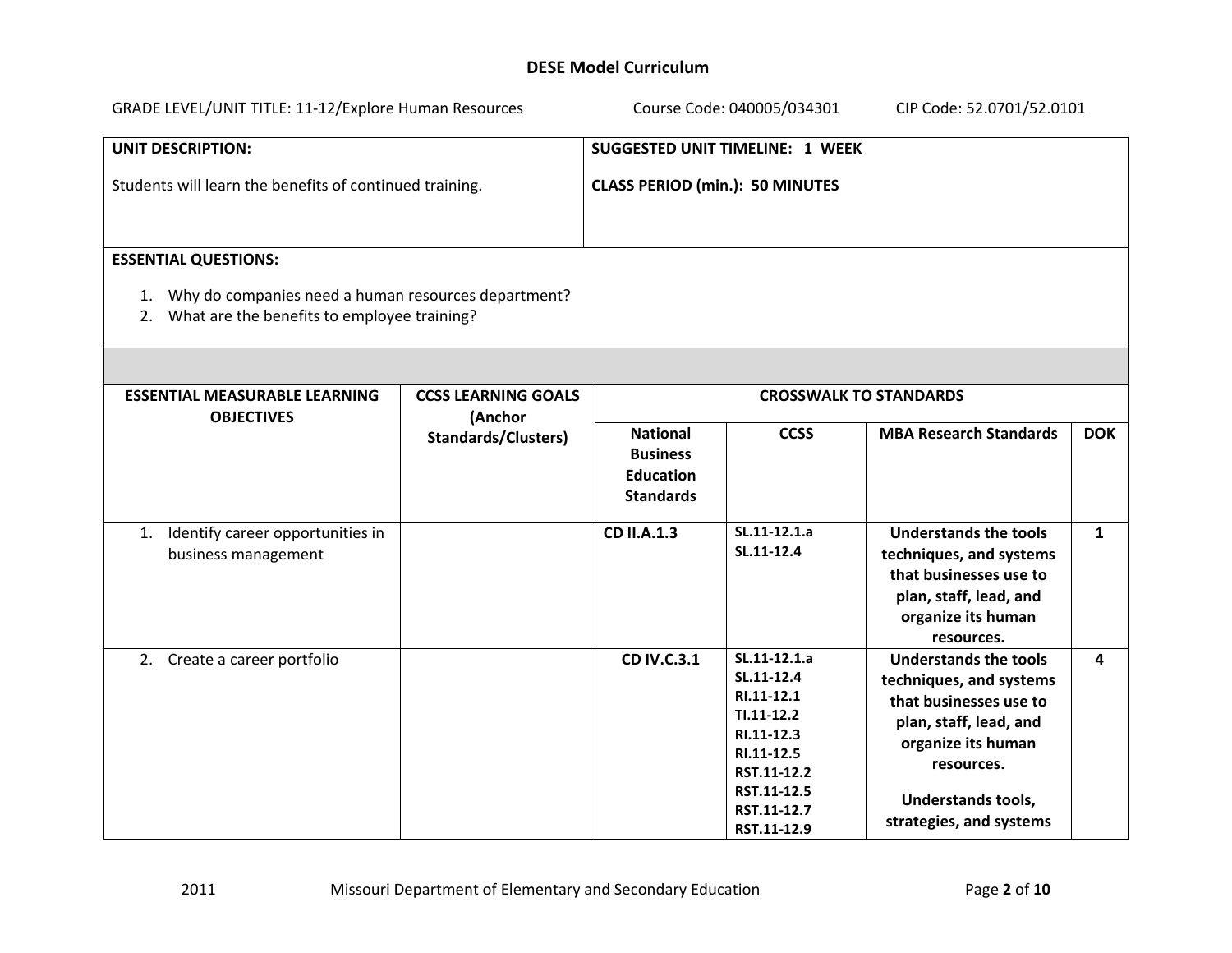**DESE Model Curriculum**

GRADE LEVEL/UNIT TITLE: 11-12/Explore Human Resources    Course Code: 040005/034301    CIP Code: 52.0701/52.0101

| UNIT DESCRIPTION: | SUGGESTED UNIT TIMELINE: 1 WEEK |
|---|---|
| Students will learn the benefits of continued training. | CLASS PERIOD (min.): 50 MINUTES |

**ESSENTIAL QUESTIONS:**

1. Why do companies need a human resources department?
2. What are the benefits to employee training?

| ESSENTIAL MEASURABLE LEARNING OBJECTIVES | CCSS LEARNING GOALS (Anchor Standards/Clusters) | CROSSWALK TO STANDARDS | | | |
|---|---|---|---|---|---|
| | | National Business Education Standards | CCSS | MBA Research Standards | DOK |
| 1. Identify career opportunities in business management | | CD II.A.1.3 | SL.11-12.1.a<br>SL.11-12.4 | Understands the tools techniques, and systems that businesses use to plan, staff, lead, and organize its human resources. | 1 |
| 2. Create a career portfolio | | CD IV.C.3.1 | SL.11-12.1.a<br>SL.11-12.4<br>RI.11-12.1<br>TI.11-12.2<br>RI.11-12.3<br>RI.11-12.5<br>RST.11-12.2<br>RST.11-12.5<br>RST.11-12.7<br>RST.11-12.9 | Understands the tools techniques, and systems that businesses use to plan, staff, lead, and organize its human resources.<br><br>Understands tools, strategies, and systems | 4 |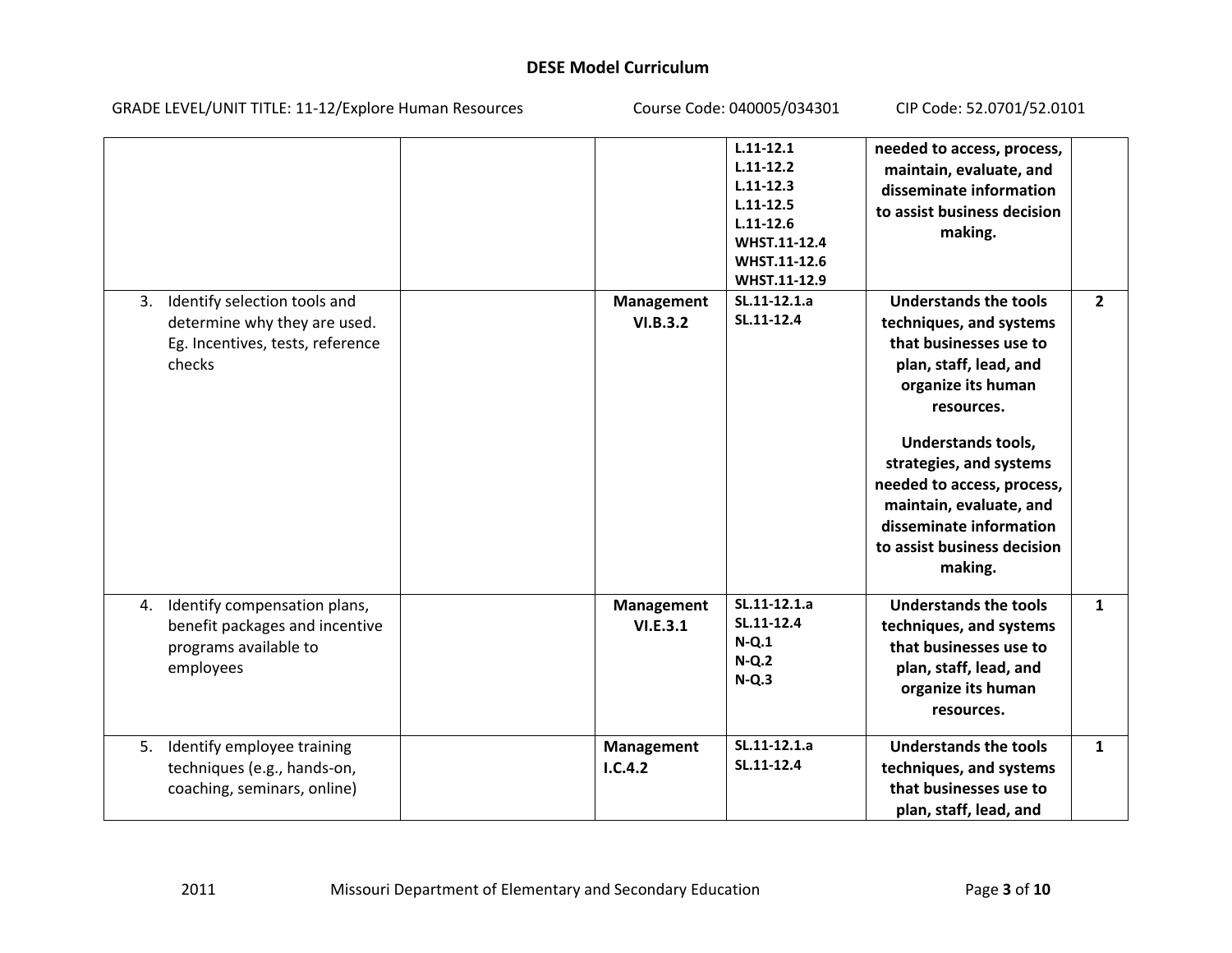# DESE Model Curriculum

GRADE LEVEL/UNIT TITLE: 11-12/Explore Human Resources Course Code: 040005/034301 CIP Code: 52.0701/52.0101

| | | | | | |
|---|---|---|---|---|---|
| | | | **L.11-12.1**<br>**L.11-12.2**<br>**L.11-12.3**<br>**L.11-12.5**<br>**L.11-12.6**<br>**WHST.11-12.4**<br>**WHST.11-12.6**<br>**WHST.11-12.9** | **needed to access, process, maintain, evaluate, and disseminate information to assist business decision making.** | |
| 3. Identify selection tools and determine why they are used. Eg. Incentives, tests, reference checks | | **Management VI.B.3.2** | **SL.11-12.1.a**<br>**SL.11-12.4** | **Understands the tools techniques, and systems that businesses use to plan, staff, lead, and organize its human resources.**<br><br>**Understands tools, strategies, and systems needed to access, process, maintain, evaluate, and disseminate information to assist business decision making.** | **2** |
| 4. Identify compensation plans, benefit packages and incentive programs available to employees | | **Management VI.E.3.1** | **SL.11-12.1.a**<br>**SL.11-12.4**<br>**N-Q.1**<br>**N-Q.2**<br>**N-Q.3** | **Understands the tools techniques, and systems that businesses use to plan, staff, lead, and organize its human resources.** | **1** |
| 5. Identify employee training techniques (e.g., hands-on, coaching, seminars, online) | | **Management I.C.4.2** | **SL.11-12.1.a**<br>**SL.11-12.4** | **Understands the tools techniques, and systems that businesses use to plan, staff, lead, and** | **1** |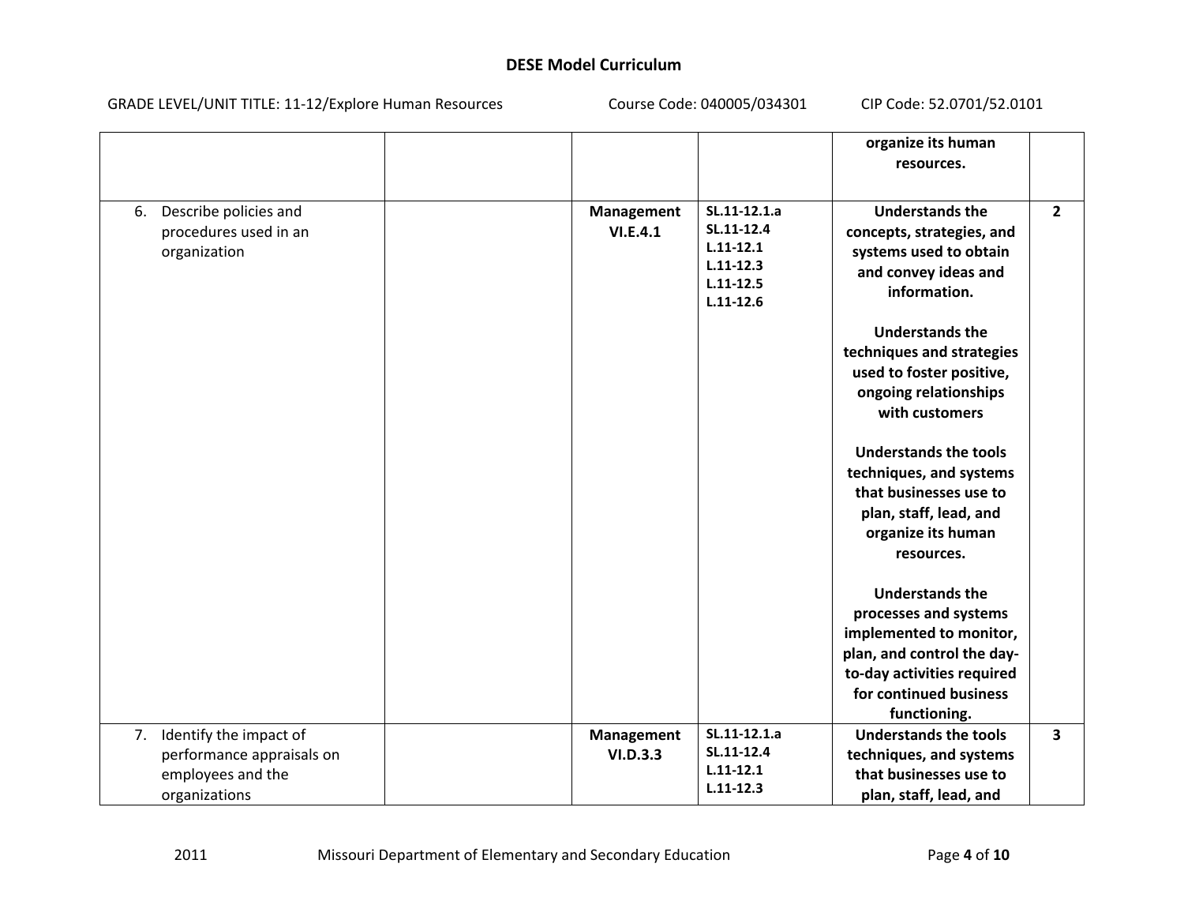# DESE Model Curriculum

GRADE LEVEL/UNIT TITLE: 11-12/Explore Human Resources Course Code: 040005/034301 CIP Code: 52.0701/52.0101

| | | | | | |
|---|---|---|---|---|---|
| | | | | **organize its human resources.** | |
| 6. Describe policies and procedures used in an organization | | **Management VI.E.4.1** | **SL.11-12.1.a SL.11-12.4 L.11-12.1 L.11-12.3 L.11-12.5 L.11-12.6** | **Understands the concepts, strategies, and systems used to obtain and convey ideas and information.** <br><br> **Understands the techniques and strategies used to foster positive, ongoing relationships with customers** <br><br> **Understands the tools techniques, and systems that businesses use to plan, staff, lead, and organize its human resources.** <br><br> **Understands the processes and systems implemented to monitor, plan, and control the day-to-day activities required for continued business functioning.** | **2** |
| 7. Identify the impact of performance appraisals on employees and the organizations | | **Management VI.D.3.3** | **SL.11-12.1.a SL.11-12.4 L.11-12.1 L.11-12.3** | **Understands the tools techniques, and systems that businesses use to plan, staff, lead, and** | **3** |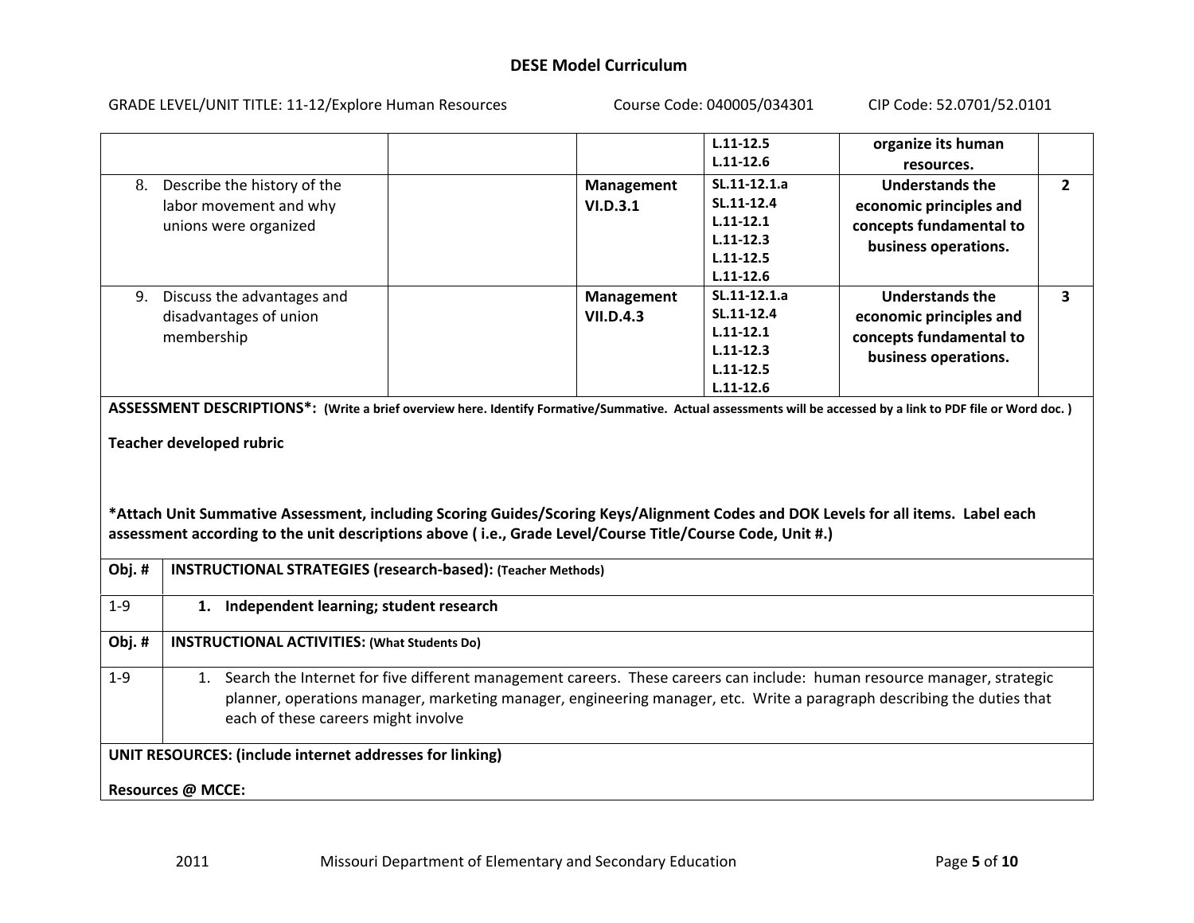**DESE Model Curriculum**

GRADE LEVEL/UNIT TITLE: 11-12/Explore Human Resources    Course Code: 040005/034301    CIP Code: 52.0701/52.0101

| | | | | | |
|---|---|---|---|---|---|
| | | | L.11-12.5<br>L.11-12.6 | **organize its human resources.** | |
| 8. Describe the history of the labor movement and why unions were organized | | **Management VI.D.3.1** | **SL.11-12.1.a**<br>**SL.11-12.4**<br>**L.11-12.1**<br>**L.11-12.3**<br>**L.11-12.5**<br>**L.11-12.6** | **Understands the economic principles and concepts fundamental to business operations.** | **2** |
| 9. Discuss the advantages and disadvantages of union membership | | **Management VII.D.4.3** | **SL.11-12.1.a**<br>**SL.11-12.4**<br>**L.11-12.1**<br>**L.11-12.3**<br>**L.11-12.5**<br>**L.11-12.6** | **Understands the economic principles and concepts fundamental to business operations.** | **3** |

**ASSESSMENT DESCRIPTIONS*:** **(Write a brief overview here. Identify Formative/Summative. Actual assessments will be accessed by a link to PDF file or Word doc. )**

**Teacher developed rubric**

***Attach Unit Summative Assessment, including Scoring Guides/Scoring Keys/Alignment Codes and DOK Levels for all items. Label each assessment according to the unit descriptions above ( i.e., Grade Level/Course Title/Course Code, Unit #.)**

| Obj. # | INSTRUCTIONAL STRATEGIES (research-based): (Teacher Methods) |
|---|---|
| 1-9 | **1. Independent learning; student research** |

| Obj. # | INSTRUCTIONAL ACTIVITIES: (What Students Do) |
|---|---|
| 1-9 | 1. Search the Internet for five different management careers. These careers can include: human resource manager, strategic planner, operations manager, marketing manager, engineering manager, etc. Write a paragraph describing the duties that each of these careers might involve |

**UNIT RESOURCES: (include internet addresses for linking)**

**Resources @ MCCE:**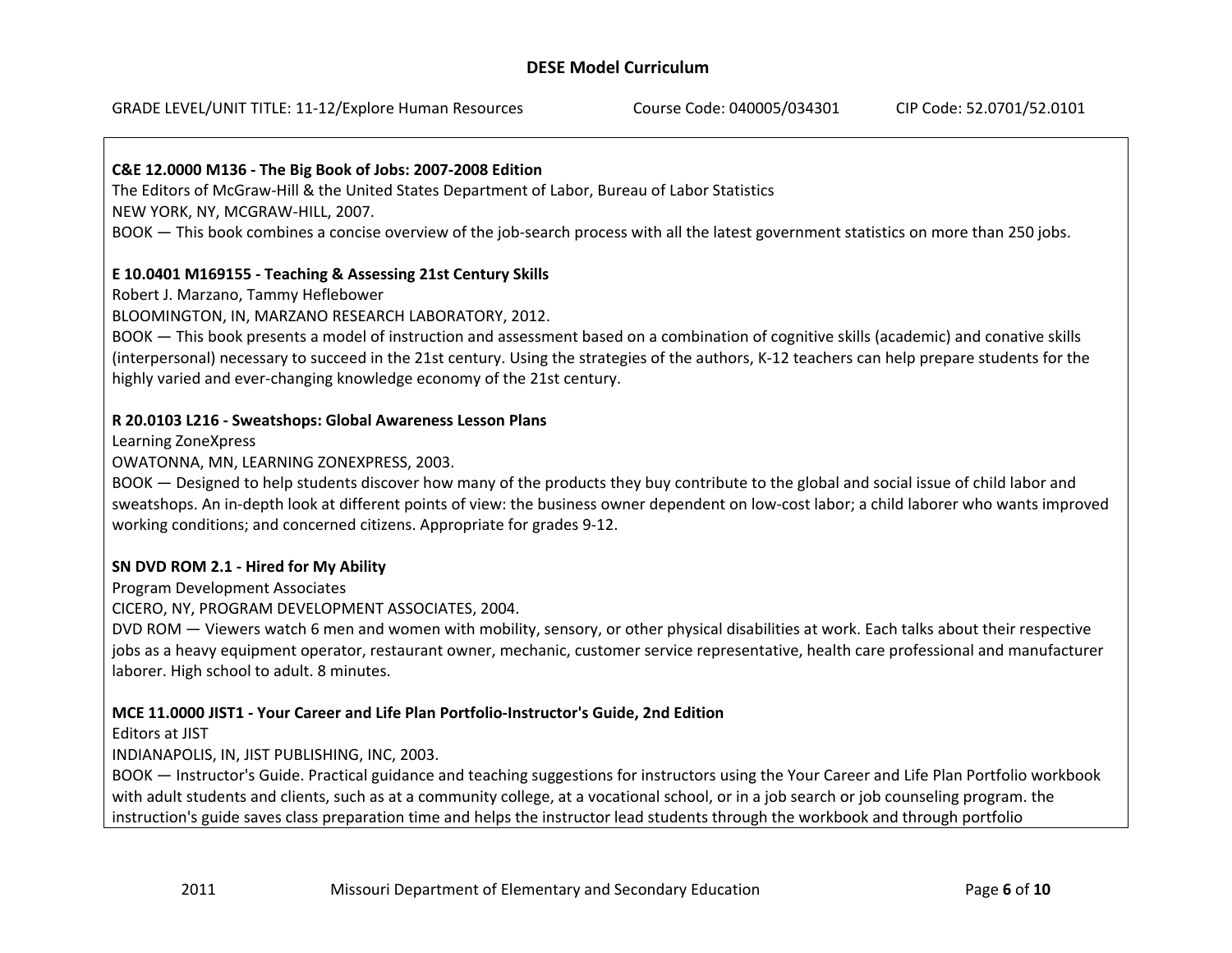**C&E 12.0000 M136 - The Big Book of Jobs: 2007-2008 Edition**
The Editors of McGraw-Hill & the United States Department of Labor, Bureau of Labor Statistics
NEW YORK, NY, MCGRAW-HILL, 2007.
BOOK — This book combines a concise overview of the job-search process with all the latest government statistics on more than 250 jobs.

**E 10.0401 M169155 - Teaching & Assessing 21st Century Skills**
Robert J. Marzano, Tammy Heflebower
BLOOMINGTON, IN, MARZANO RESEARCH LABORATORY, 2012.
BOOK — This book presents a model of instruction and assessment based on a combination of cognitive skills (academic) and conative skills (interpersonal) necessary to succeed in the 21st century. Using the strategies of the authors, K-12 teachers can help prepare students for the highly varied and ever-changing knowledge economy of the 21st century.

**R 20.0103 L216 - Sweatshops: Global Awareness Lesson Plans**
Learning ZoneXpress
OWATONNA, MN, LEARNING ZONEXPRESS, 2003.
BOOK — Designed to help students discover how many of the products they buy contribute to the global and social issue of child labor and sweatshops. An in-depth look at different points of view: the business owner dependent on low-cost labor; a child laborer who wants improved working conditions; and concerned citizens. Appropriate for grades 9-12.

**SN DVD ROM 2.1 - Hired for My Ability**
Program Development Associates
CICERO, NY, PROGRAM DEVELOPMENT ASSOCIATES, 2004.
DVD ROM — Viewers watch 6 men and women with mobility, sensory, or other physical disabilities at work. Each talks about their respective jobs as a heavy equipment operator, restaurant owner, mechanic, customer service representative, health care professional and manufacturer laborer. High school to adult. 8 minutes.

**MCE 11.0000 JIST1 - Your Career and Life Plan Portfolio-Instructor's Guide, 2nd Edition**
Editors at JIST
INDIANAPOLIS, IN, JIST PUBLISHING, INC, 2003.
BOOK — Instructor's Guide. Practical guidance and teaching suggestions for instructors using the Your Career and Life Plan Portfolio workbook with adult students and clients, such as at a community college, at a vocational school, or in a job search or job counseling program. the instruction's guide saves class preparation time and helps the instructor lead students through the workbook and through portfolio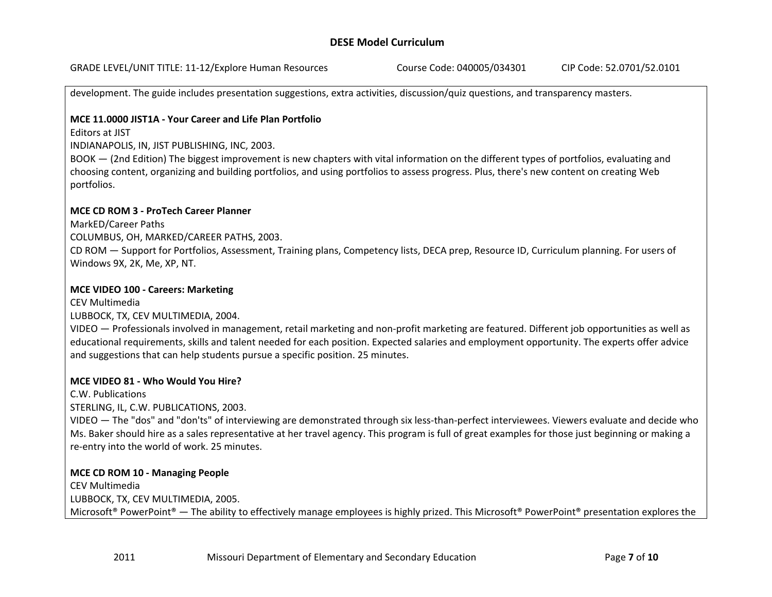development. The guide includes presentation suggestions, extra activities, discussion/quiz questions, and transparency masters.

**MCE 11.0000 JIST1A - Your Career and Life Plan Portfolio**
Editors at JIST
INDIANAPOLIS, IN, JIST PUBLISHING, INC, 2003.
BOOK — (2nd Edition) The biggest improvement is new chapters with vital information on the different types of portfolios, evaluating and choosing content, organizing and building portfolios, and using portfolios to assess progress. Plus, there's new content on creating Web portfolios.

**MCE CD ROM 3 - ProTech Career Planner**
MarkED/Career Paths
COLUMBUS, OH, MARKED/CAREER PATHS, 2003.
CD ROM — Support for Portfolios, Assessment, Training plans, Competency lists, DECA prep, Resource ID, Curriculum planning. For users of Windows 9X, 2K, Me, XP, NT.

**MCE VIDEO 100 - Careers: Marketing**
CEV Multimedia
LUBBOCK, TX, CEV MULTIMEDIA, 2004.
VIDEO — Professionals involved in management, retail marketing and non-profit marketing are featured. Different job opportunities as well as educational requirements, skills and talent needed for each position. Expected salaries and employment opportunity. The experts offer advice and suggestions that can help students pursue a specific position. 25 minutes.

**MCE VIDEO 81 - Who Would You Hire?**
C.W. Publications
STERLING, IL, C.W. PUBLICATIONS, 2003.
VIDEO — The "dos" and "don'ts" of interviewing are demonstrated through six less-than-perfect interviewees. Viewers evaluate and decide who Ms. Baker should hire as a sales representative at her travel agency. This program is full of great examples for those just beginning or making a re-entry into the world of work. 25 minutes.

**MCE CD ROM 10 - Managing People**
CEV Multimedia
LUBBOCK, TX, CEV MULTIMEDIA, 2005.
Microsoft® PowerPoint® — The ability to effectively manage employees is highly prized. This Microsoft® PowerPoint® presentation explores the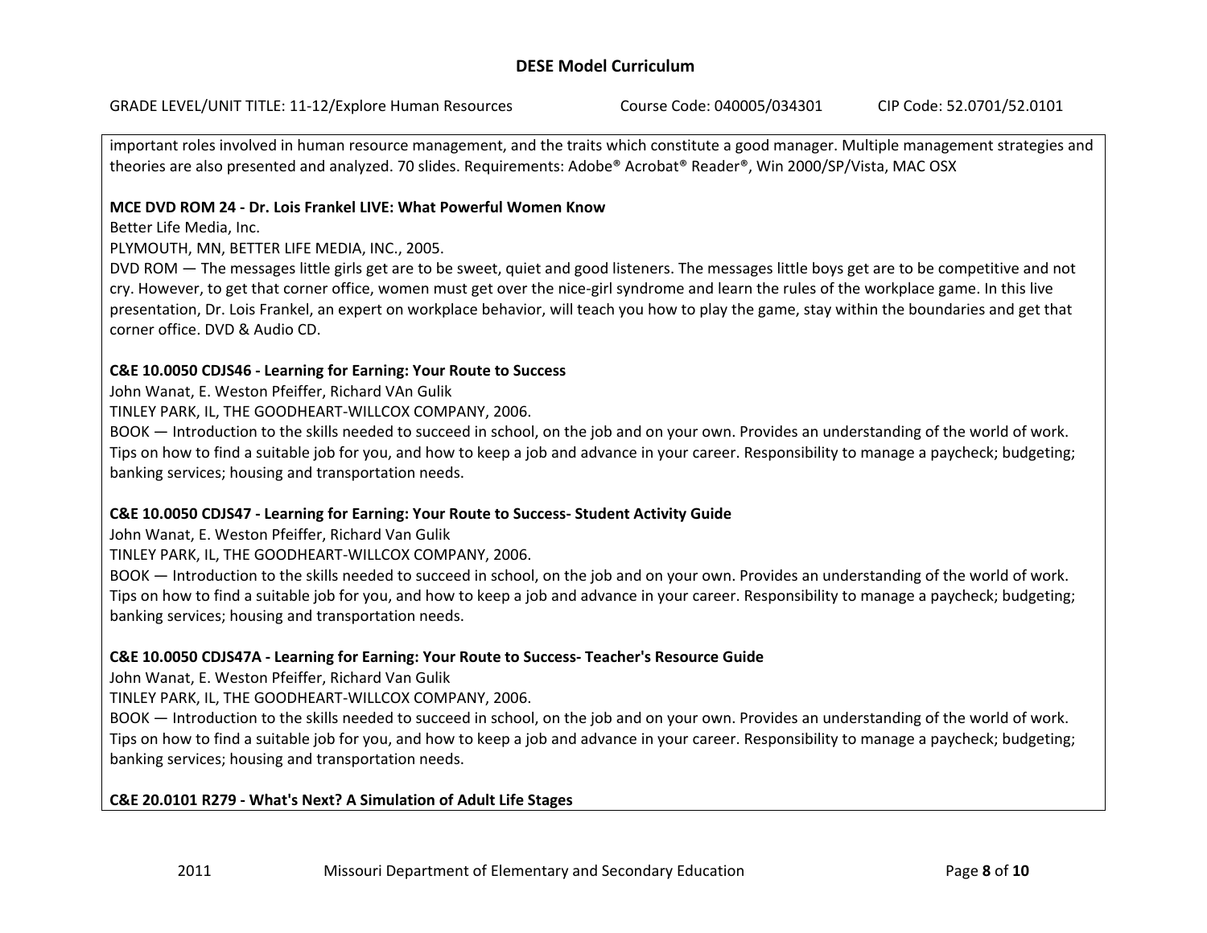important roles involved in human resource management, and the traits which constitute a good manager. Multiple management strategies and theories are also presented and analyzed. 70 slides. Requirements: Adobe® Acrobat® Reader®, Win 2000/SP/Vista, MAC OSX

**MCE DVD ROM 24 - Dr. Lois Frankel LIVE: What Powerful Women Know**
Better Life Media, Inc.
PLYMOUTH, MN, BETTER LIFE MEDIA, INC., 2005.
DVD ROM — The messages little girls get are to be sweet, quiet and good listeners. The messages little boys get are to be competitive and not cry. However, to get that corner office, women must get over the nice-girl syndrome and learn the rules of the workplace game. In this live presentation, Dr. Lois Frankel, an expert on workplace behavior, will teach you how to play the game, stay within the boundaries and get that corner office. DVD & Audio CD.

**C&E 10.0050 CDJS46 - Learning for Earning: Your Route to Success**
John Wanat, E. Weston Pfeiffer, Richard VAn Gulik
TINLEY PARK, IL, THE GOODHEART-WILLCOX COMPANY, 2006.
BOOK — Introduction to the skills needed to succeed in school, on the job and on your own. Provides an understanding of the world of work. Tips on how to find a suitable job for you, and how to keep a job and advance in your career. Responsibility to manage a paycheck; budgeting; banking services; housing and transportation needs.

**C&E 10.0050 CDJS47 - Learning for Earning: Your Route to Success- Student Activity Guide**
John Wanat, E. Weston Pfeiffer, Richard Van Gulik
TINLEY PARK, IL, THE GOODHEART-WILLCOX COMPANY, 2006.
BOOK — Introduction to the skills needed to succeed in school, on the job and on your own. Provides an understanding of the world of work. Tips on how to find a suitable job for you, and how to keep a job and advance in your career. Responsibility to manage a paycheck; budgeting; banking services; housing and transportation needs.

**C&E 10.0050 CDJS47A - Learning for Earning: Your Route to Success- Teacher's Resource Guide**
John Wanat, E. Weston Pfeiffer, Richard Van Gulik
TINLEY PARK, IL, THE GOODHEART-WILLCOX COMPANY, 2006.
BOOK — Introduction to the skills needed to succeed in school, on the job and on your own. Provides an understanding of the world of work. Tips on how to find a suitable job for you, and how to keep a job and advance in your career. Responsibility to manage a paycheck; budgeting; banking services; housing and transportation needs.

**C&E 20.0101 R279 - What's Next? A Simulation of Adult Life Stages**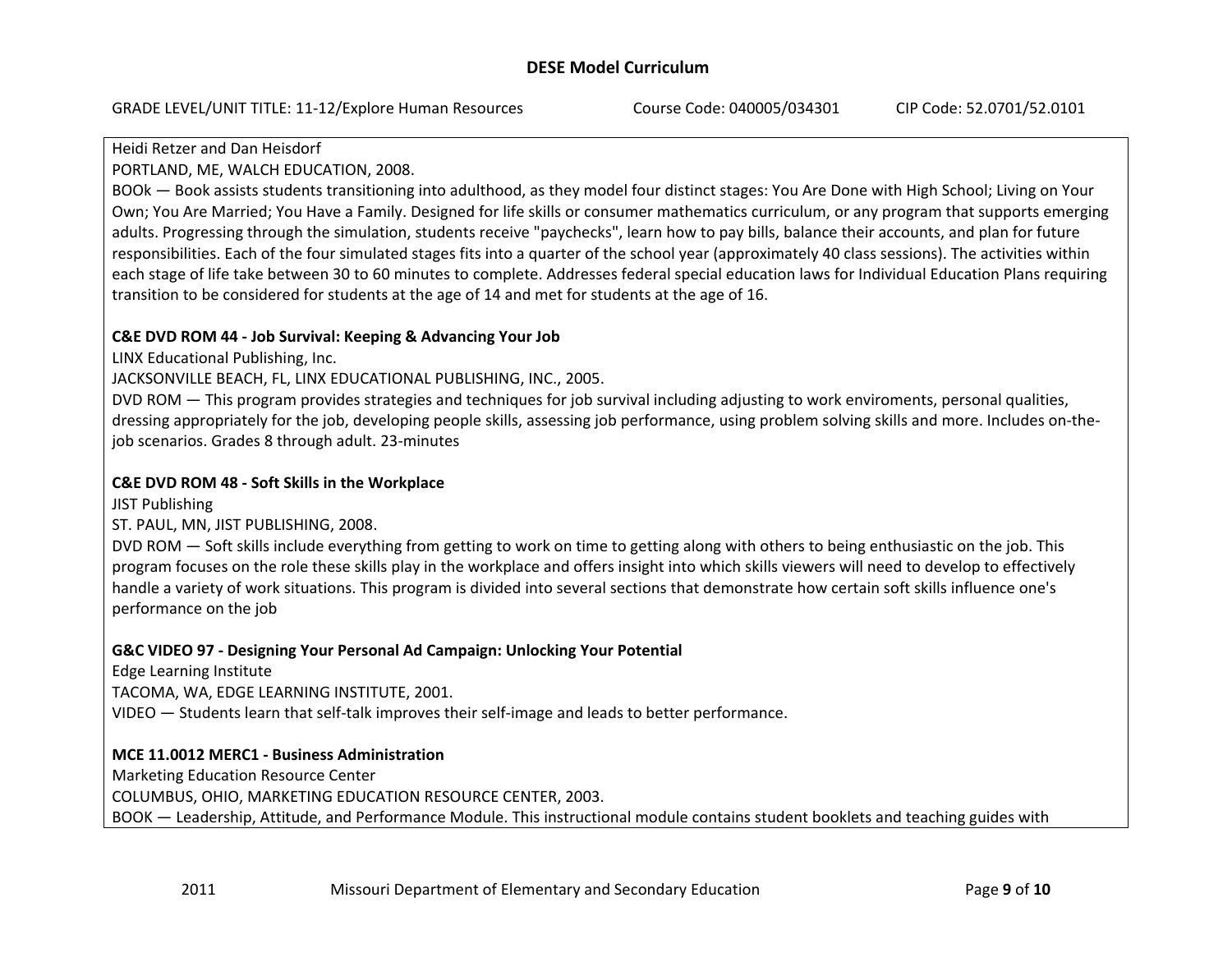Heidi Retzer and Dan Heisdorf
PORTLAND, ME, WALCH EDUCATION, 2008.
BOOk — Book assists students transitioning into adulthood, as they model four distinct stages: You Are Done with High School; Living on Your Own; You Are Married; You Have a Family. Designed for life skills or consumer mathematics curriculum, or any program that supports emerging adults. Progressing through the simulation, students receive "paychecks", learn how to pay bills, balance their accounts, and plan for future responsibilities. Each of the four simulated stages fits into a quarter of the school year (approximately 40 class sessions). The activities within each stage of life take between 30 to 60 minutes to complete. Addresses federal special education laws for Individual Education Plans requiring transition to be considered for students at the age of 14 and met for students at the age of 16.

**C&E DVD ROM 44 - Job Survival: Keeping & Advancing Your Job**
LINX Educational Publishing, Inc.
JACKSONVILLE BEACH, FL, LINX EDUCATIONAL PUBLISHING, INC., 2005.
DVD ROM — This program provides strategies and techniques for job survival including adjusting to work enviroments, personal qualities, dressing appropriately for the job, developing people skills, assessing job performance, using problem solving skills and more. Includes on-the-job scenarios. Grades 8 through adult. 23-minutes

**C&E DVD ROM 48 - Soft Skills in the Workplace**
JIST Publishing
ST. PAUL, MN, JIST PUBLISHING, 2008.
DVD ROM — Soft skills include everything from getting to work on time to getting along with others to being enthusiastic on the job. This program focuses on the role these skills play in the workplace and offers insight into which skills viewers will need to develop to effectively handle a variety of work situations. This program is divided into several sections that demonstrate how certain soft skills influence one's performance on the job

**G&C VIDEO 97 - Designing Your Personal Ad Campaign: Unlocking Your Potential**
Edge Learning Institute
TACOMA, WA, EDGE LEARNING INSTITUTE, 2001.
VIDEO — Students learn that self-talk improves their self-image and leads to better performance.

**MCE 11.0012 MERC1 - Business Administration**
Marketing Education Resource Center
COLUMBUS, OHIO, MARKETING EDUCATION RESOURCE CENTER, 2003.
BOOK — Leadership, Attitude, and Performance Module. This instructional module contains student booklets and teaching guides with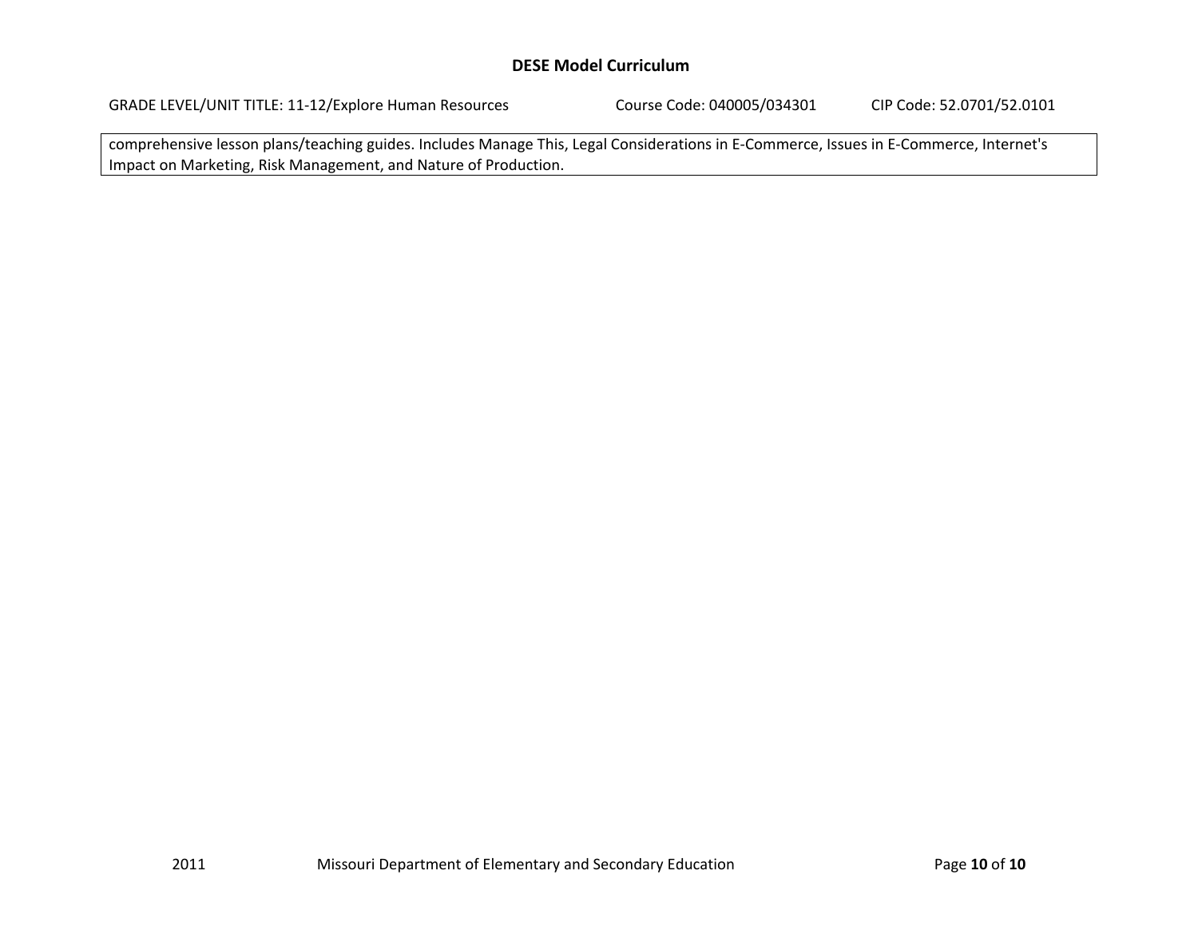comprehensive lesson plans/teaching guides. Includes Manage This, Legal Considerations in E-Commerce, Issues in E-Commerce, Internet's Impact on Marketing, Risk Management, and Nature of Production.